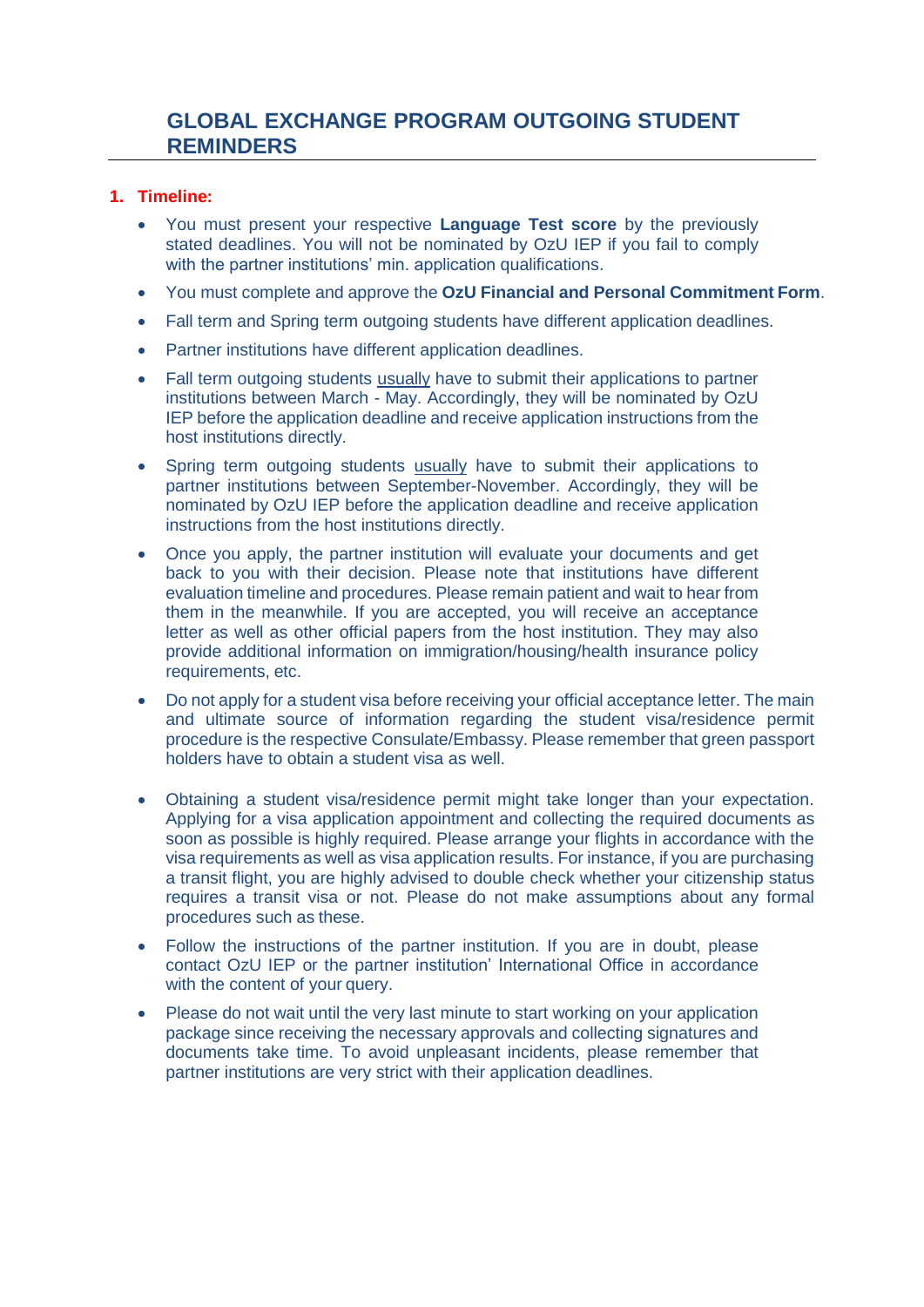# GLOBAL EXCHANGE PROGRAM OUTGOING STUDENT REMINDERS

1. **Timeline:**

- You must present your respective **Language Test score** by the previously stated deadlines. You will not be nominated by OzU IEP if you fail to comply with the partner institutions' min. application qualifications.
- You must complete and approve the **OzU Financial and Personal Commitment Form**.
- Fall term and Spring term outgoing students have different application deadlines.
- Partner institutions have different application deadlines.
- Fall term outgoing students usually have to submit their applications to partner institutions between March - May. Accordingly, they will be nominated by OzU IEP before the application deadline and receive application instructions from the host institutions directly.
- Spring term outgoing students usually have to submit their applications to partner institutions between September-November. Accordingly, they will be nominated by OzU IEP before the application deadline and receive application instructions from the host institutions directly.
- Once you apply, the partner institution will evaluate your documents and get back to you with their decision. Please note that institutions have different evaluation timeline and procedures. Please remain patient and wait to hear from them in the meanwhile. If you are accepted, you will receive an acceptance letter as well as other official papers from the host institution. They may also provide additional information on immigration/housing/health insurance policy requirements, etc.
- Do not apply for a student visa before receiving your official acceptance letter. The main and ultimate source of information regarding the student visa/residence permit procedure is the respective Consulate/Embassy. Please remember that green passport holders have to obtain a student visa as well.
- Obtaining a student visa/residence permit might take longer than your expectation. Applying for a visa application appointment and collecting the required documents as soon as possible is highly required. Please arrange your flights in accordance with the visa requirements as well as visa application results. For instance, if you are purchasing a transit flight, you are highly advised to double check whether your citizenship status requires a transit visa or not. Please do not make assumptions about any formal procedures such as these.
- Follow the instructions of the partner institution. If you are in doubt, please contact OzU IEP or the partner institution' International Office in accordance with the content of your query.
- Please do not wait until the very last minute to start working on your application package since receiving the necessary approvals and collecting signatures and documents take time. To avoid unpleasant incidents, please remember that partner institutions are very strict with their application deadlines.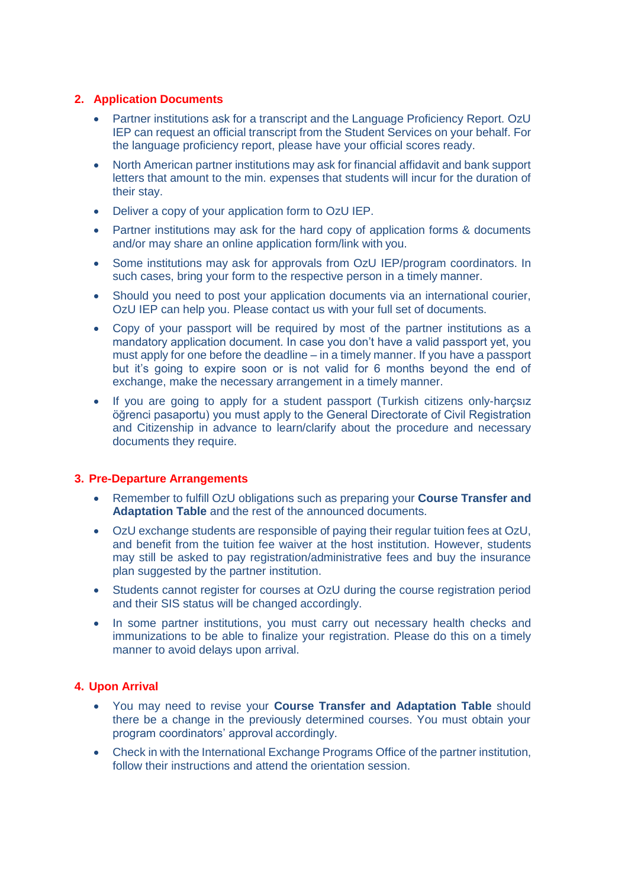## 2. Application Documents

- Partner institutions ask for a transcript and the Language Proficiency Report. OzU IEP can request an official transcript from the Student Services on your behalf. For the language proficiency report, please have your official scores ready.
- North American partner institutions may ask for financial affidavit and bank support letters that amount to the min. expenses that students will incur for the duration of their stay.
- Deliver a copy of your application form to OzU IEP.
- Partner institutions may ask for the hard copy of application forms & documents and/or may share an online application form/link with you.
- Some institutions may ask for approvals from OzU IEP/program coordinators. In such cases, bring your form to the respective person in a timely manner.
- Should you need to post your application documents via an international courier, OzU IEP can help you. Please contact us with your full set of documents.
- Copy of your passport will be required by most of the partner institutions as a mandatory application document. In case you don't have a valid passport yet, you must apply for one before the deadline – in a timely manner. If you have a passport but it's going to expire soon or is not valid for 6 months beyond the end of exchange, make the necessary arrangement in a timely manner.
- If you are going to apply for a student passport (Turkish citizens only-harçsız öğrenci pasaportu) you must apply to the General Directorate of Civil Registration and Citizenship in advance to learn/clarify about the procedure and necessary documents they require.

## 3. Pre-Departure Arrangements

- Remember to fulfill OzU obligations such as preparing your **Course Transfer and Adaptation Table** and the rest of the announced documents.
- OzU exchange students are responsible of paying their regular tuition fees at OzU, and benefit from the tuition fee waiver at the host institution. However, students may still be asked to pay registration/administrative fees and buy the insurance plan suggested by the partner institution.
- Students cannot register for courses at OzU during the course registration period and their SIS status will be changed accordingly.
- In some partner institutions, you must carry out necessary health checks and immunizations to be able to finalize your registration. Please do this on a timely manner to avoid delays upon arrival.

## 4. Upon Arrival

- You may need to revise your **Course Transfer and Adaptation Table** should there be a change in the previously determined courses. You must obtain your program coordinators' approval accordingly.
- Check in with the International Exchange Programs Office of the partner institution, follow their instructions and attend the orientation session.